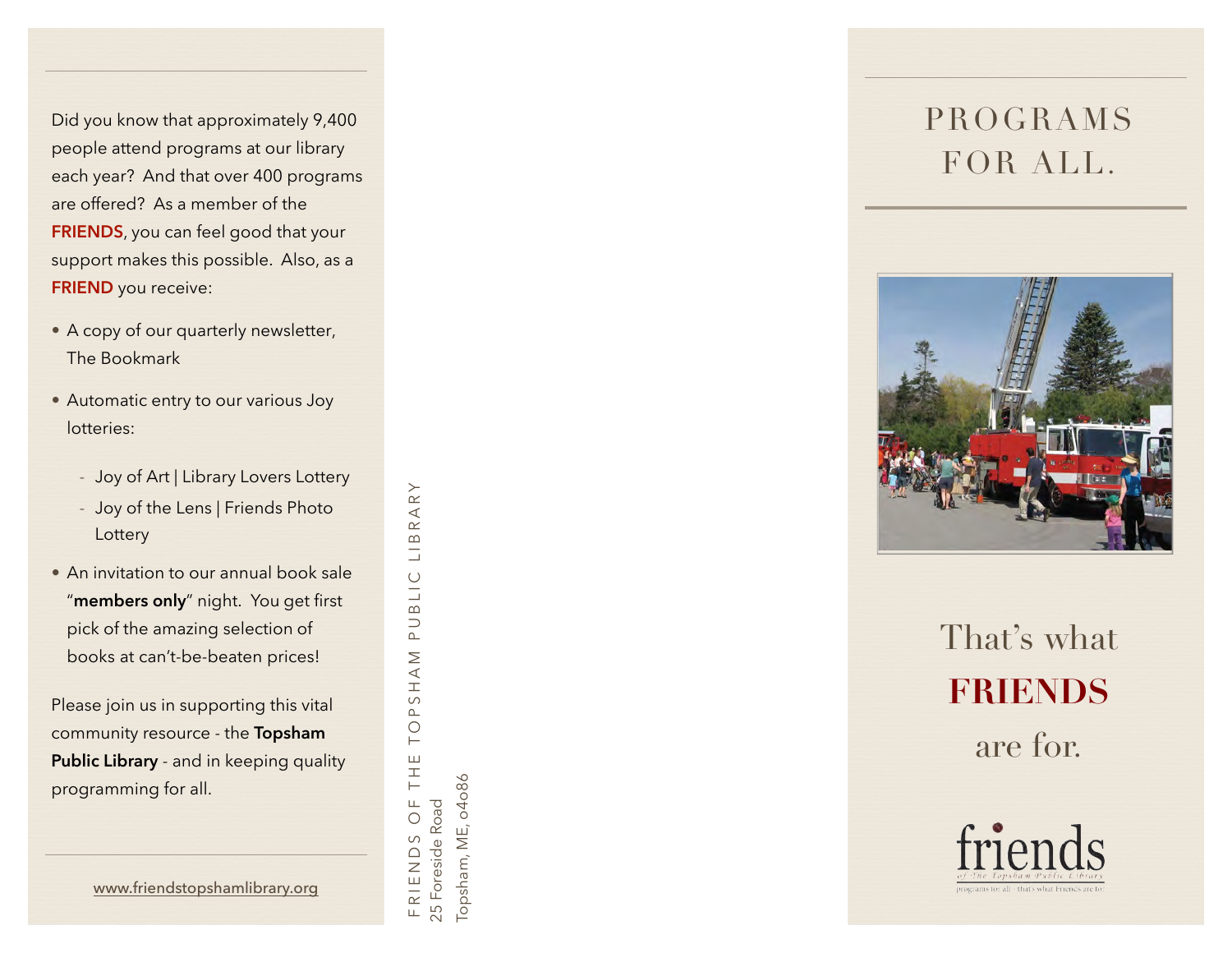Did you know that approximately 9,400 people attend programs at our library each year? And that over 400 programs are offered? As a member of the **FRIENDS**, you can feel good that your support makes this possible. Also, as a **FRIEND** you receive:

- A copy of our quarterly newsletter, The Bookmark
- Automatic entry to our various Joy lotteries:
  - Joy of Art | Library Lovers Lottery
  - Joy of the Lens | Friends Photo Lottery
- An invitation to our annual book sale "**members only**" night. You get first pick of the amazing selection of books at can't-be-beaten prices!

Please join us in supporting this vital community resource - the **Topsham Public Library** - and in keeping quality programming for all.

www.friendstopshamlibrary.org

FRIENDS OF THE TOPSHAM PUBLIC LIBRARY
25 Foreside Road
Topsham, ME, 04086

# PROGRAMS FOR ALL.

That's what
**FRIENDS**
are for.

friends
of The Topsham Public Library
programs for all : that's what friends are for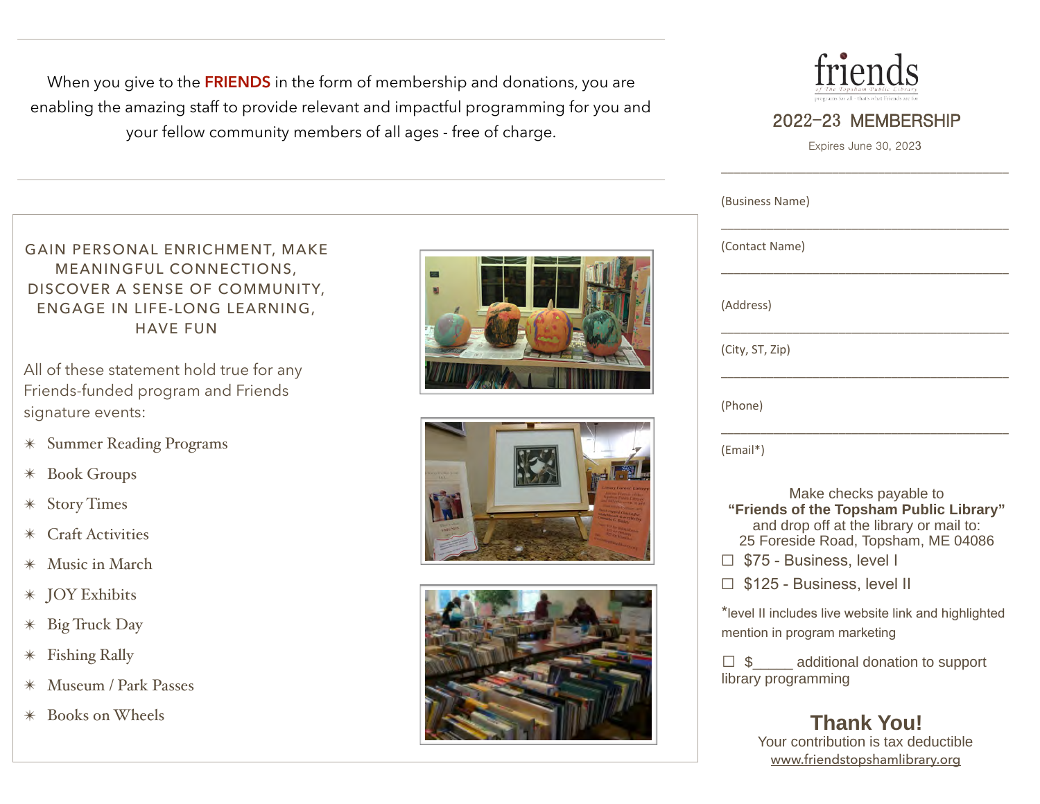When you give to the **FRIENDS** in the form of membership and donations, you are enabling the amazing staff to provide relevant and impactful programming for you and your fellow community members of all ages - free of charge.

---

GAIN PERSONAL ENRICHMENT, MAKE MEANINGFUL CONNECTIONS, DISCOVER A SENSE OF COMMUNITY, ENGAGE IN LIFE-LONG LEARNING, HAVE FUN

All of these statement hold true for any Friends-funded program and Friends signature events:

- Summer Reading Programs
- Book Groups
- Story Times
- Craft Activities
- Music in March
- JOY Exhibits
- Big Truck Day
- Fishing Rally
- Museum / Park Passes
- Books on Wheels

---

friends
of the Topsham Public Library
programs for all - that's what Friends are for

## 2022–23 MEMBERSHIP

Expires June 30, 2023

_______________________________________
(Business Name)

_______________________________________
(Contact Name)

_______________________________________
(Address)

_______________________________________
(City, ST, Zip)

_______________________________________
(Phone)

_______________________________________
(Email*)

Make checks payable to
**"Friends of the Topsham Public Library"**
and drop off at the library or mail to:
25 Foreside Road, Topsham, ME 04086

☐ $75 - Business, level I

☐ $125 - Business, level II

*level II includes live website link and highlighted mention in program marketing

☐ $_____ additional donation to support library programming

**Thank You!**

Your contribution is tax deductible

www.friendstopshamlibrary.org